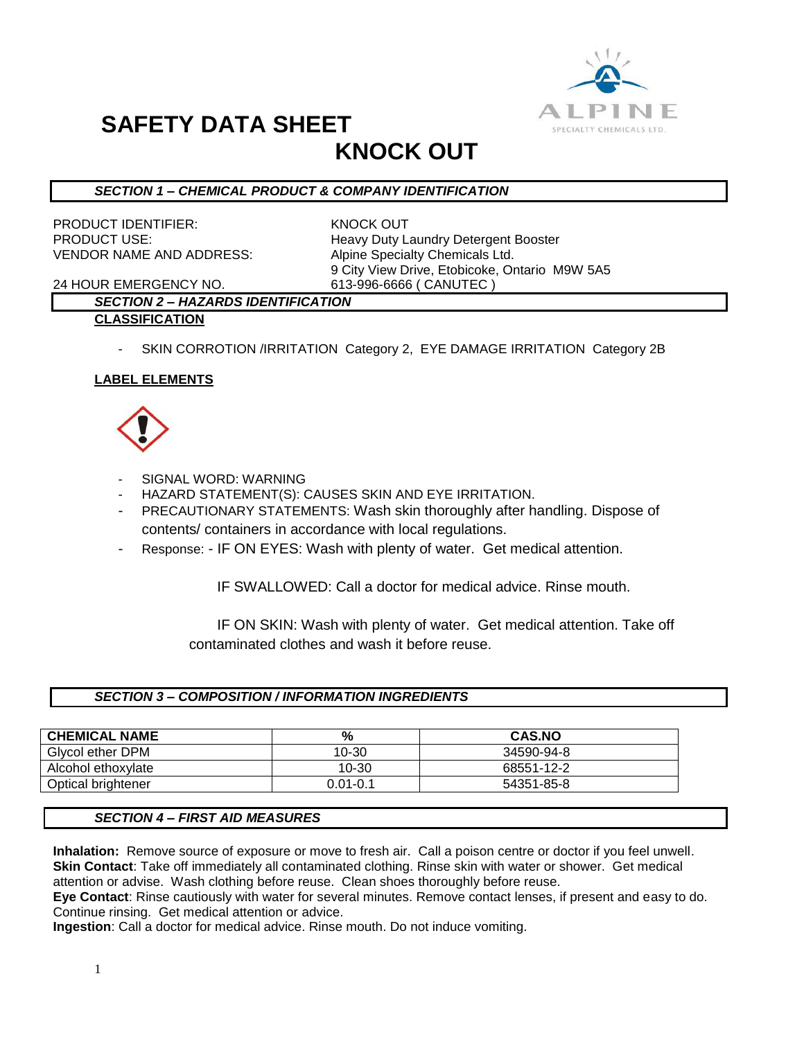# SAFETY DATA SHEET

# KNOCK OUT

### *SECTION 1 – CHEMICAL PRODUCT & COMPANY IDENTIFICATION*

PRODUCT IDENTIFIER: KNOCK OUT
PRODUCT USE: Heavy Duty Laundry Detergent Booster
VENDOR NAME AND ADDRESS: Alpine Specialty Chemicals Ltd.
9 City View Drive, Etobicoke, Ontario M9W 5A5
24 HOUR EMERGENCY NO. 613-996-6666 ( CANUTEC )

### *SECTION 2 – HAZARDS IDENTIFICATION*

**CLASSIFICATION**

- SKIN CORROTION /IRRITATION Category 2, EYE DAMAGE IRRITATION Category 2B

**LABEL ELEMENTS**

- SIGNAL WORD: WARNING
- HAZARD STATEMENT(S): CAUSES SKIN AND EYE IRRITATION.
- PRECAUTIONARY STATEMENTS: Wash skin thoroughly after handling. Dispose of contents/ containers in accordance with local regulations.
- Response: - IF ON EYES: Wash with plenty of water. Get medical attention.

  IF SWALLOWED: Call a doctor for medical advice. Rinse mouth.

  IF ON SKIN: Wash with plenty of water. Get medical attention. Take off contaminated clothes and wash it before reuse.

### *SECTION 3 – COMPOSITION / INFORMATION INGREDIENTS*

| CHEMICAL NAME | % | CAS.NO |
|---|---|---|
| Glycol ether DPM | 10-30 | 34590-94-8 |
| Alcohol ethoxylate | 10-30 | 68551-12-2 |
| Optical brightener | 0.01-0.1 | 54351-85-8 |

### *SECTION 4 – FIRST AID MEASURES*

**Inhalation:** Remove source of exposure or move to fresh air. Call a poison centre or doctor if you feel unwell.
**Skin Contact**: Take off immediately all contaminated clothing. Rinse skin with water or shower. Get medical attention or advise. Wash clothing before reuse. Clean shoes thoroughly before reuse.
**Eye Contact**: Rinse cautiously with water for several minutes. Remove contact lenses, if present and easy to do. Continue rinsing. Get medical attention or advice.
**Ingestion**: Call a doctor for medical advice. Rinse mouth. Do not induce vomiting.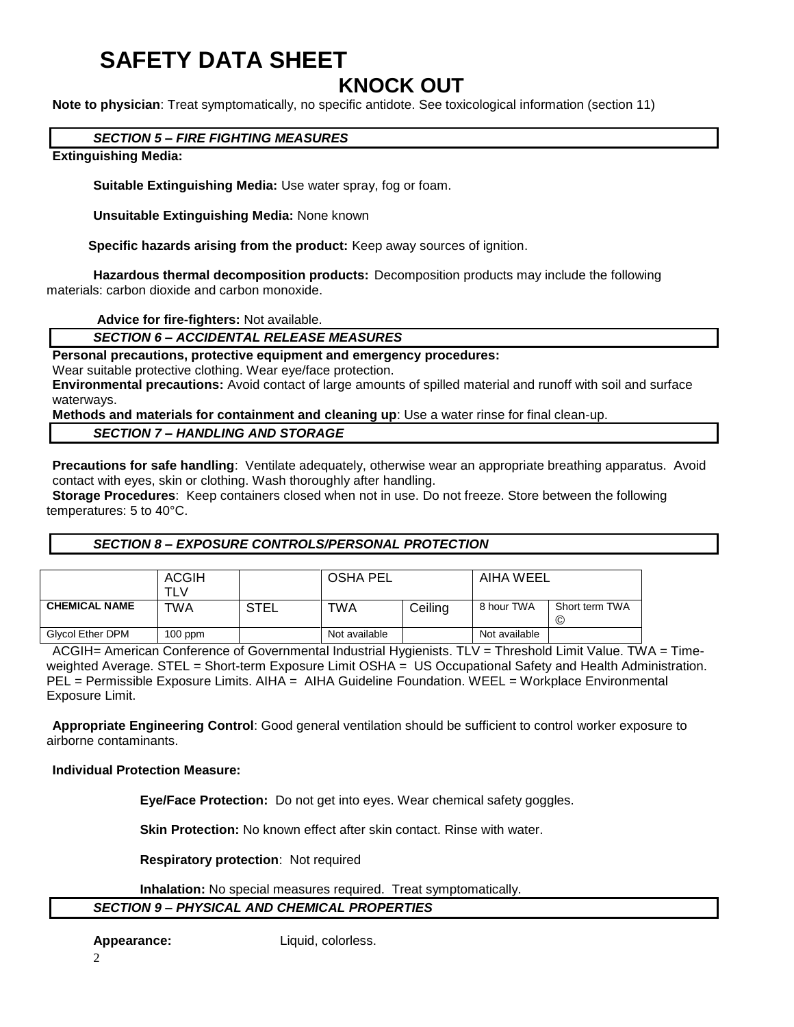# SAFETY DATA SHEET

## KNOCK OUT

**Note to physician**: Treat symptomatically, no specific antidote. See toxicological information (section 11)

### *SECTION 5 – FIRE FIGHTING MEASURES*

**Extinguishing Media:**

**Suitable Extinguishing Media:** Use water spray, fog or foam.

**Unsuitable Extinguishing Media:** None known

**Specific hazards arising from the product:** Keep away sources of ignition.

**Hazardous thermal decomposition products:** Decomposition products may include the following materials: carbon dioxide and carbon monoxide.

**Advice for fire-fighters:** Not available.

### *SECTION 6 – ACCIDENTAL RELEASE MEASURES*

**Personal precautions, protective equipment and emergency procedures:**
Wear suitable protective clothing. Wear eye/face protection.

**Environmental precautions:** Avoid contact of large amounts of spilled material and runoff with soil and surface waterways.

**Methods and materials for containment and cleaning up**: Use a water rinse for final clean-up.

### *SECTION 7 – HANDLING AND STORAGE*

**Precautions for safe handling**: Ventilate adequately, otherwise wear an appropriate breathing apparatus. Avoid contact with eyes, skin or clothing. Wash thoroughly after handling.

**Storage Procedures**: Keep containers closed when not in use. Do not freeze. Store between the following temperatures: 5 to 40°C.

### *SECTION 8 – EXPOSURE CONTROLS/PERSONAL PROTECTION*

| | ACGIH TLV | | OSHA PEL | | AIHA WEEL | |
|---|---|---|---|---|---|---|
| **CHEMICAL NAME** | TWA | STEL | TWA | Ceiling | 8 hour TWA | Short term TWA © |
| Glycol Ether DPM | 100 ppm | | Not available | | Not available | |

ACGIH= American Conference of Governmental Industrial Hygienists. TLV = Threshold Limit Value. TWA = Time-weighted Average. STEL = Short-term Exposure Limit OSHA = US Occupational Safety and Health Administration. PEL = Permissible Exposure Limits. AIHA = AIHA Guideline Foundation. WEEL = Workplace Environmental Exposure Limit.

**Appropriate Engineering Control**: Good general ventilation should be sufficient to control worker exposure to airborne contaminants.

**Individual Protection Measure:**

**Eye/Face Protection:** Do not get into eyes. Wear chemical safety goggles.

**Skin Protection:** No known effect after skin contact. Rinse with water.

**Respiratory protection**: Not required

**Inhalation:** No special measures required. Treat symptomatically.

### *SECTION 9 – PHYSICAL AND CHEMICAL PROPERTIES*

**Appearance:** Liquid, colorless.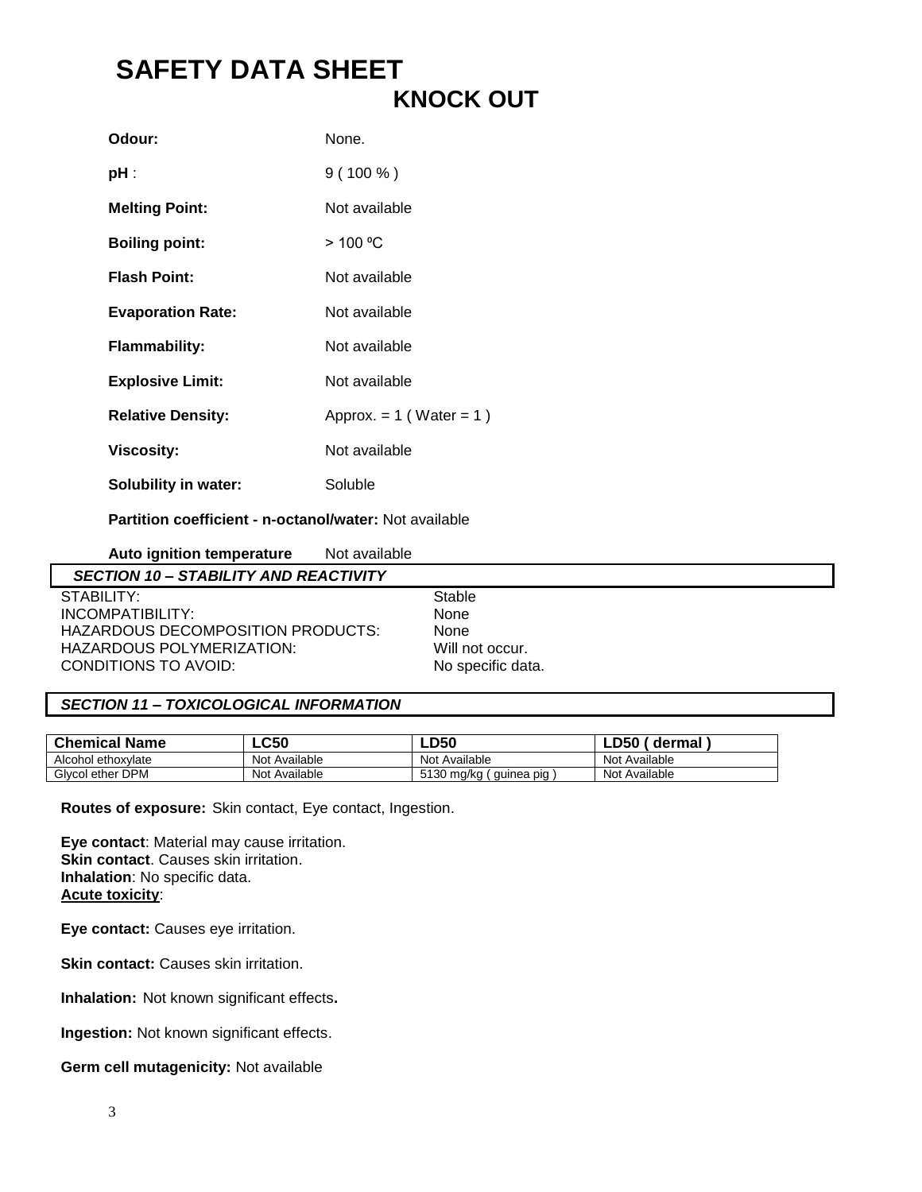# SAFETY DATA SHEET

## KNOCK OUT

**Odour:** None.

**pH** : 9 ( 100 % )

**Melting Point:** Not available

**Boiling point:** > 100 ºC

**Flash Point:** Not available

**Evaporation Rate:** Not available

**Flammability:** Not available

**Explosive Limit:** Not available

**Relative Density:** Approx. = 1 ( Water = 1 )

**Viscosity:** Not available

**Solubility in water:** Soluble

**Partition coefficient - n-octanol/water:** Not available

**Auto ignition temperature** Not available

### *SECTION 10 – STABILITY AND REACTIVITY*

STABILITY: Stable
INCOMPATIBILITY: None
HAZARDOUS DECOMPOSITION PRODUCTS: None
HAZARDOUS POLYMERIZATION: Will not occur.
CONDITIONS TO AVOID: No specific data.

### *SECTION 11 – TOXICOLOGICAL INFORMATION*

| Chemical Name | LC50 | LD50 | LD50 ( dermal ) |
|---|---|---|---|
| Alcohol ethoxylate | Not Available | Not Available | Not Available |
| Glycol ether DPM | Not Available | 5130 mg/kg ( guinea pig ) | Not Available |

**Routes of exposure:** Skin contact, Eye contact, Ingestion.

**Eye contact**: Material may cause irritation.
**Skin contact**. Causes skin irritation.
**Inhalation**: No specific data.
**Acute toxicity**:

**Eye contact:** Causes eye irritation.

**Skin contact:** Causes skin irritation.

**Inhalation:** Not known significant effects**.**

**Ingestion:** Not known significant effects.

**Germ cell mutagenicity:** Not available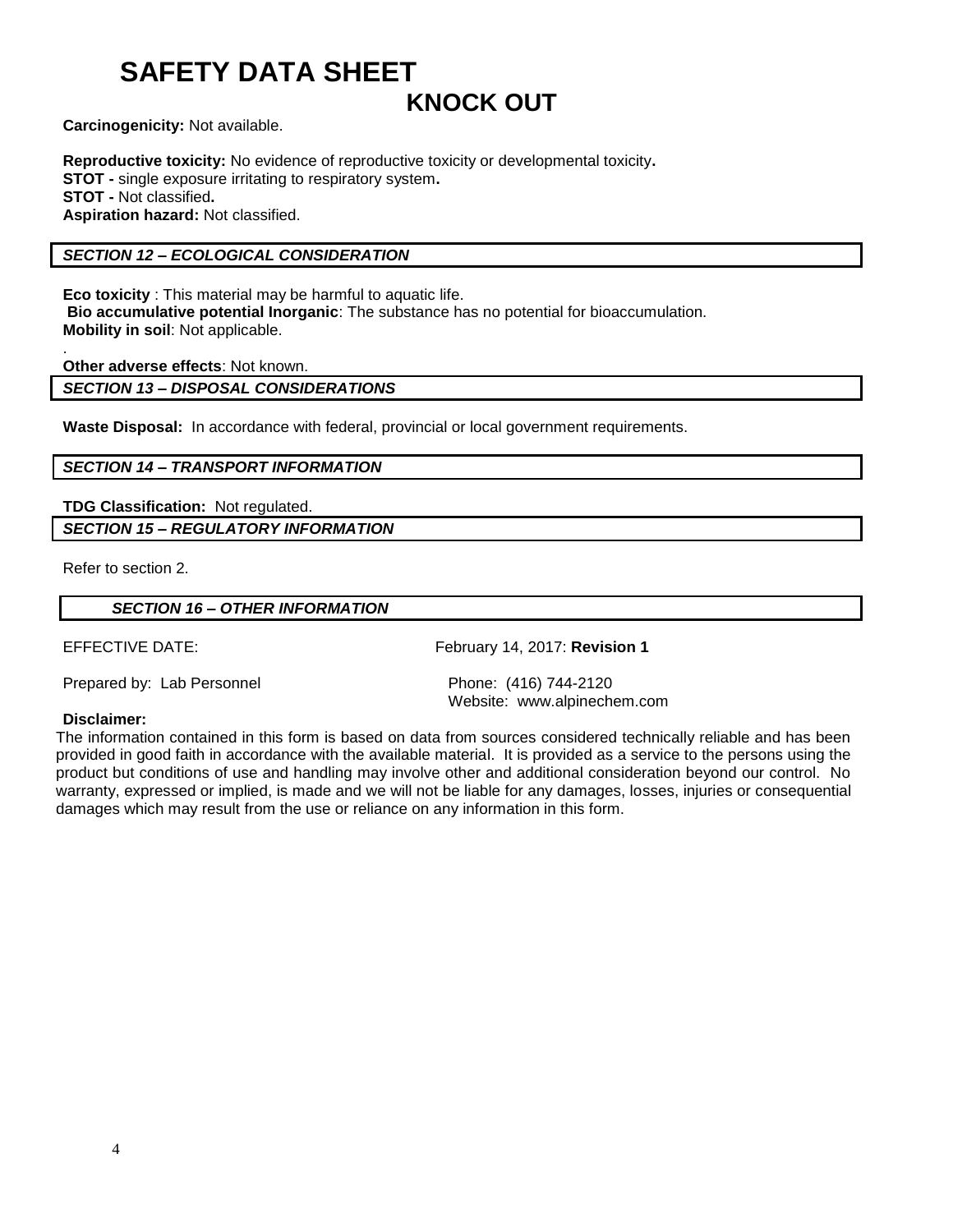**Carcinogenicity:** Not available.

**Reproductive toxicity:** No evidence of reproductive toxicity or developmental toxicity**.**
**STOT -** single exposure irritating to respiratory system**.**
**STOT -** Not classified**.**
**Aspiration hazard:** Not classified.

***SECTION 12 – ECOLOGICAL CONSIDERATION***

**Eco toxicity** : This material may be harmful to aquatic life.
**Bio accumulative potential Inorganic**: The substance has no potential for bioaccumulation.
**Mobility in soil**: Not applicable.
.
**Other adverse effects**: Not known.

***SECTION 13 – DISPOSAL CONSIDERATIONS***

**Waste Disposal:** In accordance with federal, provincial or local government requirements.

***SECTION 14 – TRANSPORT INFORMATION***

**TDG Classification:** Not regulated.

***SECTION 15 – REGULATORY INFORMATION***

Refer to section 2.

***SECTION 16 – OTHER INFORMATION***

EFFECTIVE DATE: February 14, 2017: **Revision 1**

Prepared by: Lab Personnel

Phone: (416) 744-2120
Website: www.alpinechem.com

**Disclaimer:**
The information contained in this form is based on data from sources considered technically reliable and has been provided in good faith in accordance with the available material. It is provided as a service to the persons using the product but conditions of use and handling may involve other and additional consideration beyond our control. No warranty, expressed or implied, is made and we will not be liable for any damages, losses, injuries or consequential damages which may result from the use or reliance on any information in this form.